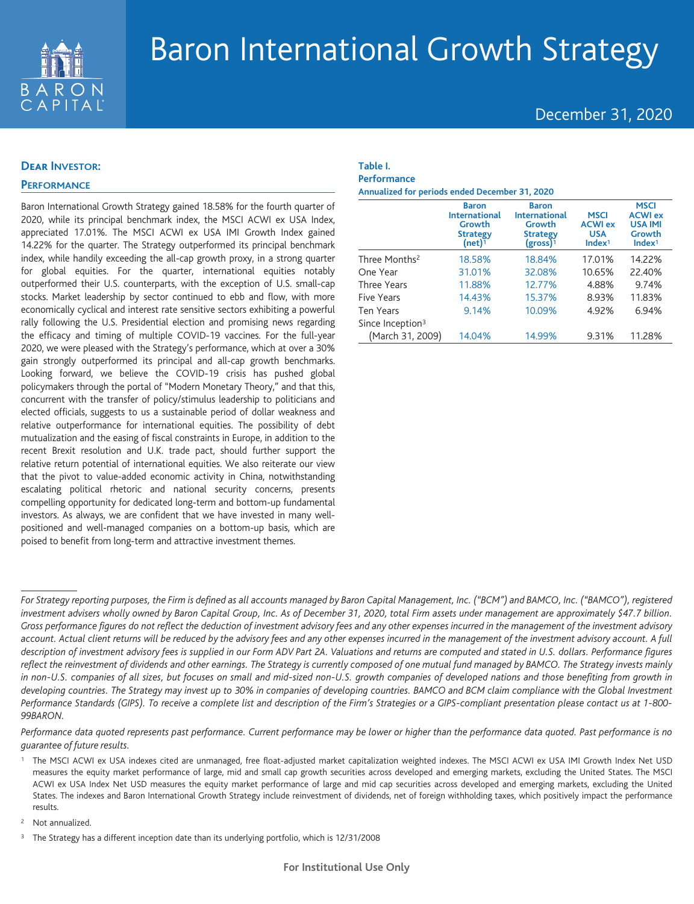# Baron International Growth Strategy

December 31, 2020

## Dear Investor:

### Performance

Baron International Growth Strategy gained 18.58% for the fourth quarter of 2020, while its principal benchmark index, the MSCI ACWI ex USA Index, appreciated 17.01%. The MSCI ACWI ex USA IMI Growth Index gained 14.22% for the quarter. The Strategy outperformed its principal benchmark index, while handily exceeding the all-cap growth proxy, in a strong quarter for global equities. For the quarter, international equities notably outperformed their U.S. counterparts, with the exception of U.S. small-cap stocks. Market leadership by sector continued to ebb and flow, with more economically cyclical and interest rate sensitive sectors exhibiting a powerful rally following the U.S. Presidential election and promising news regarding the efficacy and timing of multiple COVID-19 vaccines. For the full-year 2020, we were pleased with the Strategy's performance, which at over a 30% gain strongly outperformed its principal and all-cap growth benchmarks. Looking forward, we believe the COVID-19 crisis has pushed global policymakers through the portal of "Modern Monetary Theory," and that this, concurrent with the transfer of policy/stimulus leadership to politicians and elected officials, suggests to us a sustainable period of dollar weakness and relative outperformance for international equities. The possibility of debt mutualization and the easing of fiscal constraints in Europe, in addition to the recent Brexit resolution and U.K. trade pact, should further support the relative return potential of international equities. We also reiterate our view that the pivot to value-added economic activity in China, notwithstanding escalating political rhetoric and national security concerns, presents compelling opportunity for dedicated long-term and bottom-up fundamental investors. As always, we are confident that we have invested in many well-positioned and well-managed companies on a bottom-up basis, which are poised to benefit from long-term and attractive investment themes.

**Table I.**
**Performance**
**Annualized for periods ended December 31, 2020**

| | Baron International Growth Strategy (net)[1] | Baron International Growth Strategy (gross)[1] | MSCI ACWI ex USA Index[1] | MSCI ACWI ex USA IMI Growth Index[1] |
|---|---|---|---|---|
| Three Months[2] | 18.58% | 18.84% | 17.01% | 14.22% |
| One Year | 31.01% | 32.08% | 10.65% | 22.40% |
| Three Years | 11.88% | 12.77% | 4.88% | 9.74% |
| Five Years | 14.43% | 15.37% | 8.93% | 11.83% |
| Ten Years | 9.14% | 10.09% | 4.92% | 6.94% |
| Since Inception[3] (March 31, 2009) | 14.04% | 14.99% | 9.31% | 11.28% |

*For Strategy reporting purposes, the Firm is defined as all accounts managed by Baron Capital Management, Inc. ("BCM") and BAMCO, Inc. ("BAMCO"), registered investment advisers wholly owned by Baron Capital Group, Inc. As of December 31, 2020, total Firm assets under management are approximately $47.7 billion. Gross performance figures do not reflect the deduction of investment advisory fees and any other expenses incurred in the management of the investment advisory account. Actual client returns will be reduced by the advisory fees and any other expenses incurred in the management of the investment advisory account. A full description of investment advisory fees is supplied in our Form ADV Part 2A. Valuations and returns are computed and stated in U.S. dollars. Performance figures reflect the reinvestment of dividends and other earnings. The Strategy is currently composed of one mutual fund managed by BAMCO. The Strategy invests mainly in non-U.S. companies of all sizes, but focuses on small and mid-sized non-U.S. growth companies of developed nations and those benefiting from growth in developing countries. The Strategy may invest up to 30% in companies of developing countries. BAMCO and BCM claim compliance with the Global Investment Performance Standards (GIPS). To receive a complete list and description of the Firm's Strategies or a GIPS-compliant presentation please contact us at 1-800-99BARON.*

*Performance data quoted represents past performance. Current performance may be lower or higher than the performance data quoted. Past performance is no guarantee of future results.*

[1] The MSCI ACWI ex USA indexes cited are unmanaged, free float-adjusted market capitalization weighted indexes. The MSCI ACWI ex USA IMI Growth Index Net USD measures the equity market performance of large, mid and small cap growth securities across developed and emerging markets, excluding the United States. The MSCI ACWI ex USA Index Net USD measures the equity market performance of large and mid cap securities across developed and emerging markets, excluding the United States. The indexes and Baron International Growth Strategy include reinvestment of dividends, net of foreign withholding taxes, which positively impact the performance results.

[2] Not annualized.

[3] The Strategy has a different inception date than its underlying portfolio, which is 12/31/2008

**For Institutional Use Only**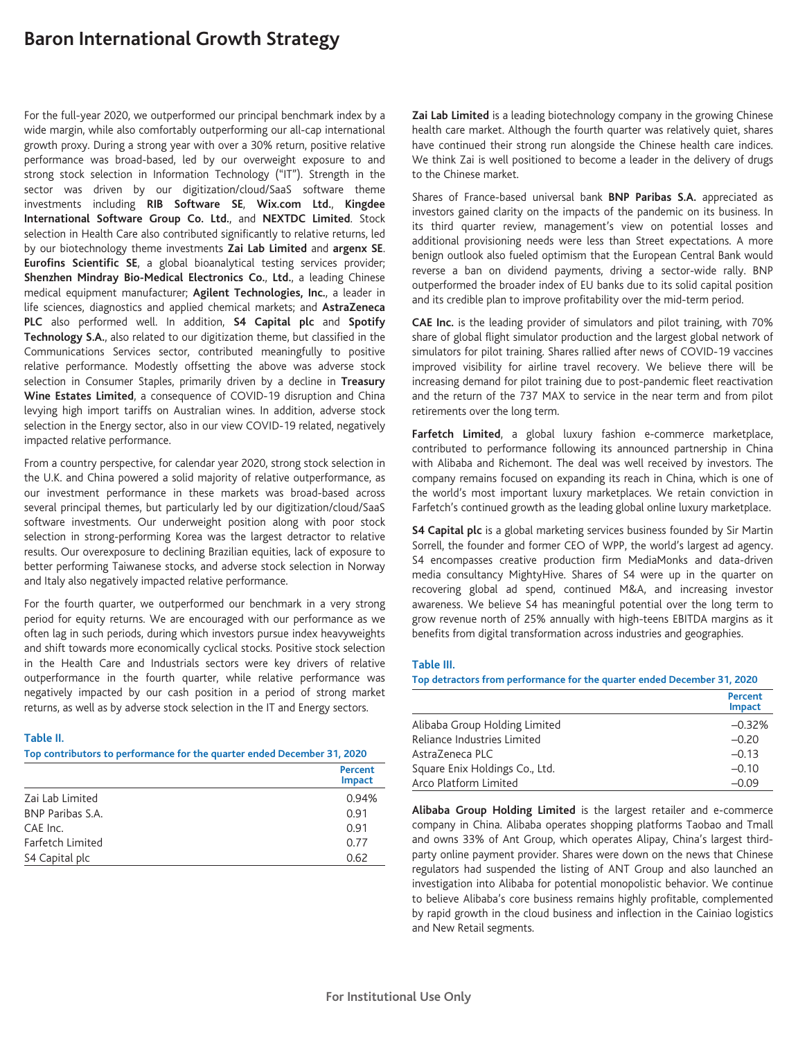# Baron International Growth Strategy

For the full-year 2020, we outperformed our principal benchmark index by a wide margin, while also comfortably outperforming our all-cap international growth proxy. During a strong year with over a 30% return, positive relative performance was broad-based, led by our overweight exposure to and strong stock selection in Information Technology ("IT"). Strength in the sector was driven by our digitization/cloud/SaaS software theme investments including **RIB Software SE**, **Wix.com Ltd.**, **Kingdee International Software Group Co. Ltd.**, and **NEXTDC Limited**. Stock selection in Health Care also contributed significantly to relative returns, led by our biotechnology theme investments **Zai Lab Limited** and **argenx SE**. **Eurofins Scientific SE**, a global bioanalytical testing services provider; **Shenzhen Mindray Bio-Medical Electronics Co., Ltd.**, a leading Chinese medical equipment manufacturer; **Agilent Technologies, Inc.**, a leader in life sciences, diagnostics and applied chemical markets; and **AstraZeneca PLC** also performed well. In addition, **S4 Capital plc** and **Spotify Technology S.A.**, also related to our digitization theme, but classified in the Communications Services sector, contributed meaningfully to positive relative performance. Modestly offsetting the above was adverse stock selection in Consumer Staples, primarily driven by a decline in **Treasury Wine Estates Limited**, a consequence of COVID-19 disruption and China levying high import tariffs on Australian wines. In addition, adverse stock selection in the Energy sector, also in our view COVID-19 related, negatively impacted relative performance.

From a country perspective, for calendar year 2020, strong stock selection in the U.K. and China powered a solid majority of relative outperformance, as our investment performance in these markets was broad-based across several principal themes, but particularly led by our digitization/cloud/SaaS software investments. Our underweight position along with poor stock selection in strong-performing Korea was the largest detractor to relative results. Our overexposure to declining Brazilian equities, lack of exposure to better performing Taiwanese stocks, and adverse stock selection in Norway and Italy also negatively impacted relative performance.

For the fourth quarter, we outperformed our benchmark in a very strong period for equity returns. We are encouraged with our performance as we often lag in such periods, during which investors pursue index heavyweights and shift towards more economically cyclical stocks. Positive stock selection in the Health Care and Industrials sectors were key drivers of relative outperformance in the fourth quarter, while relative performance was negatively impacted by our cash position in a period of strong market returns, as well as by adverse stock selection in the IT and Energy sectors.

**Table II.**

**Top contributors to performance for the quarter ended December 31, 2020**

| | Percent Impact |
|---|---|
| Zai Lab Limited | 0.94% |
| BNP Paribas S.A. | 0.91 |
| CAE Inc. | 0.91 |
| Farfetch Limited | 0.77 |
| S4 Capital plc | 0.62 |

**Zai Lab Limited** is a leading biotechnology company in the growing Chinese health care market. Although the fourth quarter was relatively quiet, shares have continued their strong run alongside the Chinese health care indices. We think Zai is well positioned to become a leader in the delivery of drugs to the Chinese market.

Shares of France-based universal bank **BNP Paribas S.A.** appreciated as investors gained clarity on the impacts of the pandemic on its business. In its third quarter review, management's view on potential losses and additional provisioning needs were less than Street expectations. A more benign outlook also fueled optimism that the European Central Bank would reverse a ban on dividend payments, driving a sector-wide rally. BNP outperformed the broader index of EU banks due to its solid capital position and its credible plan to improve profitability over the mid-term period.

**CAE Inc.** is the leading provider of simulators and pilot training, with 70% share of global flight simulator production and the largest global network of simulators for pilot training. Shares rallied after news of COVID-19 vaccines improved visibility for airline travel recovery. We believe there will be increasing demand for pilot training due to post-pandemic fleet reactivation and the return of the 737 MAX to service in the near term and from pilot retirements over the long term.

**Farfetch Limited**, a global luxury fashion e-commerce marketplace, contributed to performance following its announced partnership in China with Alibaba and Richemont. The deal was well received by investors. The company remains focused on expanding its reach in China, which is one of the world's most important luxury marketplaces. We retain conviction in Farfetch's continued growth as the leading global online luxury marketplace.

**S4 Capital plc** is a global marketing services business founded by Sir Martin Sorrell, the founder and former CEO of WPP, the world's largest ad agency. S4 encompasses creative production firm MediaMonks and data-driven media consultancy MightyHive. Shares of S4 were up in the quarter on recovering global ad spend, continued M&A, and increasing investor awareness. We believe S4 has meaningful potential over the long term to grow revenue north of 25% annually with high-teens EBITDA margins as it benefits from digital transformation across industries and geographies.

**Table III.**

**Top detractors from performance for the quarter ended December 31, 2020**

| | Percent Impact |
|---|---|
| Alibaba Group Holding Limited | –0.32% |
| Reliance Industries Limited | –0.20 |
| AstraZeneca PLC | –0.13 |
| Square Enix Holdings Co., Ltd. | –0.10 |
| Arco Platform Limited | –0.09 |

**Alibaba Group Holding Limited** is the largest retailer and e-commerce company in China. Alibaba operates shopping platforms Taobao and Tmall and owns 33% of Ant Group, which operates Alipay, China's largest third-party online payment provider. Shares were down on the news that Chinese regulators had suspended the listing of ANT Group and also launched an investigation into Alibaba for potential monopolistic behavior. We continue to believe Alibaba's core business remains highly profitable, complemented by rapid growth in the cloud business and inflection in the Cainiao logistics and New Retail segments.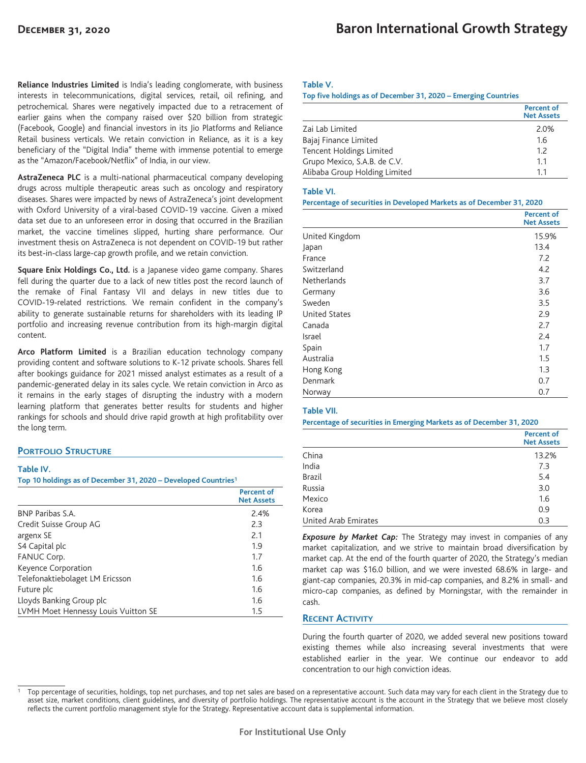**Reliance Industries Limited** is India's leading conglomerate, with business interests in telecommunications, digital services, retail, oil refining, and petrochemical. Shares were negatively impacted due to a retracement of earlier gains when the company raised over $20 billion from strategic (Facebook, Google) and financial investors in its Jio Platforms and Reliance Retail business verticals. We retain conviction in Reliance, as it is a key beneficiary of the "Digital India" theme with immense potential to emerge as the "Amazon/Facebook/Netflix" of India, in our view.

**AstraZeneca PLC** is a multi-national pharmaceutical company developing drugs across multiple therapeutic areas such as oncology and respiratory diseases. Shares were impacted by news of AstraZeneca's joint development with Oxford University of a viral-based COVID-19 vaccine. Given a mixed data set due to an unforeseen error in dosing that occurred in the Brazilian market, the vaccine timelines slipped, hurting share performance. Our investment thesis on AstraZeneca is not dependent on COVID-19 but rather its best-in-class large-cap growth profile, and we retain conviction.

**Square Enix Holdings Co., Ltd.** is a Japanese video game company. Shares fell during the quarter due to a lack of new titles post the record launch of the remake of Final Fantasy VII and delays in new titles due to COVID-19-related restrictions. We remain confident in the company's ability to generate sustainable returns for shareholders with its leading IP portfolio and increasing revenue contribution from its high-margin digital content.

**Arco Platform Limited** is a Brazilian education technology company providing content and software solutions to K-12 private schools. Shares fell after bookings guidance for 2021 missed analyst estimates as a result of a pandemic-generated delay in its sales cycle. We retain conviction in Arco as it remains in the early stages of disrupting the industry with a modern learning platform that generates better results for students and higher rankings for schools and should drive rapid growth at high profitability over the long term.

## Portfolio Structure

**Table IV.**
**Top 10 holdings as of December 31, 2020 – Developed Countries[1]**

| | Percent of Net Assets |
|---|---|
| BNP Paribas S.A. | 2.4% |
| Credit Suisse Group AG | 2.3 |
| argenx SE | 2.1 |
| S4 Capital plc | 1.9 |
| FANUC Corp. | 1.7 |
| Keyence Corporation | 1.6 |
| Telefonaktiebolaget LM Ericsson | 1.6 |
| Future plc | 1.6 |
| Lloyds Banking Group plc | 1.6 |
| LVMH Moet Hennessy Louis Vuitton SE | 1.5 |

**Table V.**
**Top five holdings as of December 31, 2020 – Emerging Countries**

| | Percent of Net Assets |
|---|---|
| Zai Lab Limited | 2.0% |
| Bajaj Finance Limited | 1.6 |
| Tencent Holdings Limited | 1.2 |
| Grupo Mexico, S.A.B. de C.V. | 1.1 |
| Alibaba Group Holding Limited | 1.1 |

**Table VI.**
**Percentage of securities in Developed Markets as of December 31, 2020**

| | Percent of Net Assets |
|---|---|
| United Kingdom | 15.9% |
| Japan | 13.4 |
| France | 7.2 |
| Switzerland | 4.2 |
| Netherlands | 3.7 |
| Germany | 3.6 |
| Sweden | 3.5 |
| United States | 2.9 |
| Canada | 2.7 |
| Israel | 2.4 |
| Spain | 1.7 |
| Australia | 1.5 |
| Hong Kong | 1.3 |
| Denmark | 0.7 |
| Norway | 0.7 |

**Table VII.**
**Percentage of securities in Emerging Markets as of December 31, 2020**

| | Percent of Net Assets |
|---|---|
| China | 13.2% |
| India | 7.3 |
| Brazil | 5.4 |
| Russia | 3.0 |
| Mexico | 1.6 |
| Korea | 0.9 |
| United Arab Emirates | 0.3 |

***Exposure by Market Cap:*** The Strategy may invest in companies of any market capitalization, and we strive to maintain broad diversification by market cap. At the end of the fourth quarter of 2020, the Strategy's median market cap was $16.0 billion, and we were invested 68.6% in large- and giant-cap companies, 20.3% in mid-cap companies, and 8.2% in small- and micro-cap companies, as defined by Morningstar, with the remainder in cash.

## Recent Activity

During the fourth quarter of 2020, we added several new positions toward existing themes while also increasing several investments that were established earlier in the year. We continue our endeavor to add concentration to our high conviction ideas.

[1] Top percentage of securities, holdings, top net purchases, and top net sales are based on a representative account. Such data may vary for each client in the Strategy due to asset size, market conditions, client guidelines, and diversity of portfolio holdings. The representative account is the account in the Strategy that we believe most closely reflects the current portfolio management style for the Strategy. Representative account data is supplemental information.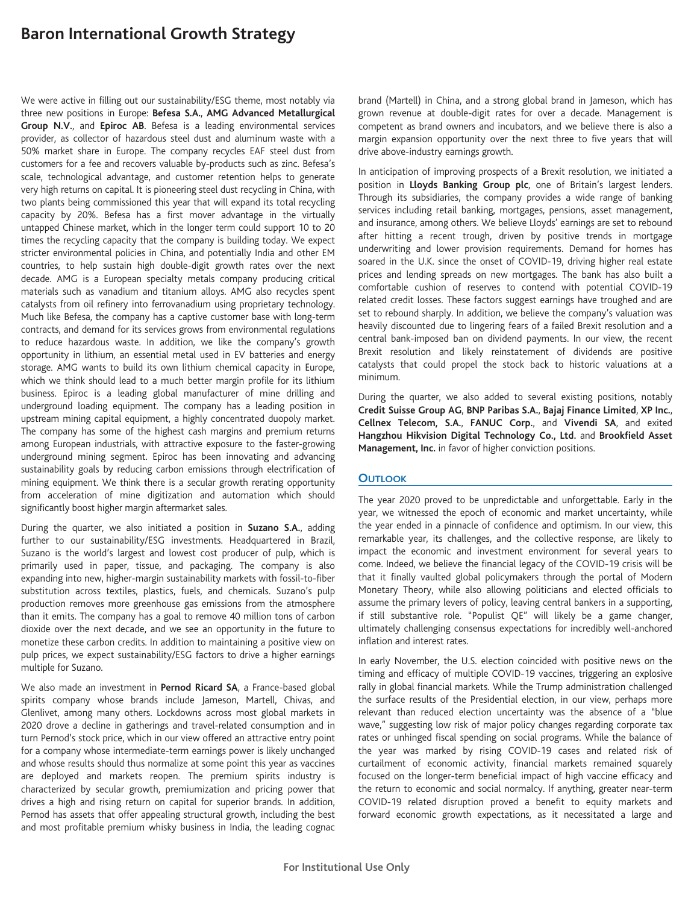We were active in filling out our sustainability/ESG theme, most notably via three new positions in Europe: **Befesa S.A.**, **AMG Advanced Metallurgical Group N.V.**, and **Epiroc AB**. Befesa is a leading environmental services provider, as collector of hazardous steel dust and aluminum waste with a 50% market share in Europe. The company recycles EAF steel dust from customers for a fee and recovers valuable by-products such as zinc. Befesa's scale, technological advantage, and customer retention helps to generate very high returns on capital. It is pioneering steel dust recycling in China, with two plants being commissioned this year that will expand its total recycling capacity by 20%. Befesa has a first mover advantage in the virtually untapped Chinese market, which in the longer term could support 10 to 20 times the recycling capacity that the company is building today. We expect stricter environmental policies in China, and potentially India and other EM countries, to help sustain high double-digit growth rates over the next decade. AMG is a European specialty metals company producing critical materials such as vanadium and titanium alloys. AMG also recycles spent catalysts from oil refinery into ferrovanadium using proprietary technology. Much like Befesa, the company has a captive customer base with long-term contracts, and demand for its services grows from environmental regulations to reduce hazardous waste. In addition, we like the company's growth opportunity in lithium, an essential metal used in EV batteries and energy storage. AMG wants to build its own lithium chemical capacity in Europe, which we think should lead to a much better margin profile for its lithium business. Epiroc is a leading global manufacturer of mine drilling and underground loading equipment. The company has a leading position in upstream mining capital equipment, a highly concentrated duopoly market. The company has some of the highest cash margins and premium returns among European industrials, with attractive exposure to the faster-growing underground mining segment. Epiroc has been innovating and advancing sustainability goals by reducing carbon emissions through electrification of mining equipment. We think there is a secular growth rerating opportunity from acceleration of mine digitization and automation which should significantly boost higher margin aftermarket sales.

During the quarter, we also initiated a position in **Suzano S.A.**, adding further to our sustainability/ESG investments. Headquartered in Brazil, Suzano is the world's largest and lowest cost producer of pulp, which is primarily used in paper, tissue, and packaging. The company is also expanding into new, higher-margin sustainability markets with fossil-to-fiber substitution across textiles, plastics, fuels, and chemicals. Suzano's pulp production removes more greenhouse gas emissions from the atmosphere than it emits. The company has a goal to remove 40 million tons of carbon dioxide over the next decade, and we see an opportunity in the future to monetize these carbon credits. In addition to maintaining a positive view on pulp prices, we expect sustainability/ESG factors to drive a higher earnings multiple for Suzano.

We also made an investment in **Pernod Ricard SA**, a France-based global spirits company whose brands include Jameson, Martell, Chivas, and Glenlivet, among many others. Lockdowns across most global markets in 2020 drove a decline in gatherings and travel-related consumption and in turn Pernod's stock price, which in our view offered an attractive entry point for a company whose intermediate-term earnings power is likely unchanged and whose results should thus normalize at some point this year as vaccines are deployed and markets reopen. The premium spirits industry is characterized by secular growth, premiumization and pricing power that drives a high and rising return on capital for superior brands. In addition, Pernod has assets that offer appealing structural growth, including the best and most profitable premium whisky business in India, the leading cognac brand (Martell) in China, and a strong global brand in Jameson, which has grown revenue at double-digit rates for over a decade. Management is competent as brand owners and incubators, and we believe there is also a margin expansion opportunity over the next three to five years that will drive above-industry earnings growth.

In anticipation of improving prospects of a Brexit resolution, we initiated a position in **Lloyds Banking Group plc**, one of Britain's largest lenders. Through its subsidiaries, the company provides a wide range of banking services including retail banking, mortgages, pensions, asset management, and insurance, among others. We believe Lloyds' earnings are set to rebound after hitting a recent trough, driven by positive trends in mortgage underwriting and lower provision requirements. Demand for homes has soared in the U.K. since the onset of COVID-19, driving higher real estate prices and lending spreads on new mortgages. The bank has also built a comfortable cushion of reserves to contend with potential COVID-19 related credit losses. These factors suggest earnings have troughed and are set to rebound sharply. In addition, we believe the company's valuation was heavily discounted due to lingering fears of a failed Brexit resolution and a central bank-imposed ban on dividend payments. In our view, the recent Brexit resolution and likely reinstatement of dividends are positive catalysts that could propel the stock back to historic valuations at a minimum.

During the quarter, we also added to several existing positions, notably **Credit Suisse Group AG**, **BNP Paribas S.A.**, **Bajaj Finance Limited**, **XP Inc.**, **Cellnex Telecom, S.A.**, **FANUC Corp.**, and **Vivendi SA**, and exited **Hangzhou Hikvision Digital Technology Co., Ltd.** and **Brookfield Asset Management, Inc.** in favor of higher conviction positions.

## Outlook

The year 2020 proved to be unpredictable and unforgettable. Early in the year, we witnessed the epoch of economic and market uncertainty, while the year ended in a pinnacle of confidence and optimism. In our view, this remarkable year, its challenges, and the collective response, are likely to impact the economic and investment environment for several years to come. Indeed, we believe the financial legacy of the COVID-19 crisis will be that it finally vaulted global policymakers through the portal of Modern Monetary Theory, while also allowing politicians and elected officials to assume the primary levers of policy, leaving central bankers in a supporting, if still substantive role. "Populist QE" will likely be a game changer, ultimately challenging consensus expectations for incredibly well-anchored inflation and interest rates.

In early November, the U.S. election coincided with positive news on the timing and efficacy of multiple COVID-19 vaccines, triggering an explosive rally in global financial markets. While the Trump administration challenged the surface results of the Presidential election, in our view, perhaps more relevant than reduced election uncertainty was the absence of a "blue wave," suggesting low risk of major policy changes regarding corporate tax rates or unhinged fiscal spending on social programs. While the balance of the year was marked by rising COVID-19 cases and related risk of curtailment of economic activity, financial markets remained squarely focused on the longer-term beneficial impact of high vaccine efficacy and the return to economic and social normalcy. If anything, greater near-term COVID-19 related disruption proved a benefit to equity markets and forward economic growth expectations, as it necessitated a large and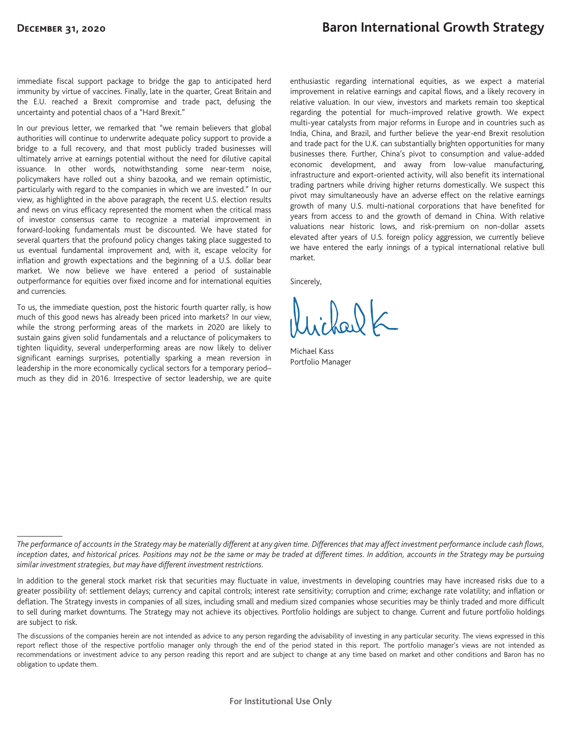immediate fiscal support package to bridge the gap to anticipated herd immunity by virtue of vaccines. Finally, late in the quarter, Great Britain and the E.U. reached a Brexit compromise and trade pact, defusing the uncertainty and potential chaos of a "Hard Brexit."

In our previous letter, we remarked that "we remain believers that global authorities will continue to underwrite adequate policy support to provide a bridge to a full recovery, and that most publicly traded businesses will ultimately arrive at earnings potential without the need for dilutive capital issuance. In other words, notwithstanding some near-term noise, policymakers have rolled out a shiny bazooka, and we remain optimistic, particularly with regard to the companies in which we are invested." In our view, as highlighted in the above paragraph, the recent U.S. election results and news on virus efficacy represented the moment when the critical mass of investor consensus came to recognize a material improvement in forward-looking fundamentals must be discounted. We have stated for several quarters that the profound policy changes taking place suggested to us eventual fundamental improvement and, with it, escape velocity for inflation and growth expectations and the beginning of a U.S. dollar bear market. We now believe we have entered a period of sustainable outperformance for equities over fixed income and for international equities and currencies.

To us, the immediate question, post the historic fourth quarter rally, is how much of this good news has already been priced into markets? In our view, while the strong performing areas of the markets in 2020 are likely to sustain gains given solid fundamentals and a reluctance of policymakers to tighten liquidity, several underperforming areas are now likely to deliver significant earnings surprises, potentially sparking a mean reversion in leadership in the more economically cyclical sectors for a temporary period–much as they did in 2016. Irrespective of sector leadership, we are quite enthusiastic regarding international equities, as we expect a material improvement in relative earnings and capital flows, and a likely recovery in relative valuation. In our view, investors and markets remain too skeptical regarding the potential for much-improved relative growth. We expect multi-year catalysts from major reforms in Europe and in countries such as India, China, and Brazil, and further believe the year-end Brexit resolution and trade pact for the U.K. can substantially brighten opportunities for many businesses there. Further, China's pivot to consumption and value-added economic development, and away from low-value manufacturing, infrastructure and export-oriented activity, will also benefit its international trading partners while driving higher returns domestically. We suspect this pivot may simultaneously have an adverse effect on the relative earnings growth of many U.S. multi-national corporations that have benefited for years from access to and the growth of demand in China. With relative valuations near historic lows, and risk-premium on non-dollar assets elevated after years of U.S. foreign policy aggression, we currently believe we have entered the early innings of a typical international relative bull market.

Sincerely,

Michael Kass
Portfolio Manager

*The performance of accounts in the Strategy may be materially different at any given time. Differences that may affect investment performance include cash flows, inception dates, and historical prices. Positions may not be the same or may be traded at different times. In addition, accounts in the Strategy may be pursuing similar investment strategies, but may have different investment restrictions.*

In addition to the general stock market risk that securities may fluctuate in value, investments in developing countries may have increased risks due to a greater possibility of: settlement delays; currency and capital controls; interest rate sensitivity; corruption and crime; exchange rate volatility; and inflation or deflation. The Strategy invests in companies of all sizes, including small and medium sized companies whose securities may be thinly traded and more difficult to sell during market downturns. The Strategy may not achieve its objectives. Portfolio holdings are subject to change. Current and future portfolio holdings are subject to risk.

The discussions of the companies herein are not intended as advice to any person regarding the advisability of investing in any particular security. The views expressed in this report reflect those of the respective portfolio manager only through the end of the period stated in this report. The portfolio manager's views are not intended as recommendations or investment advice to any person reading this report and are subject to change at any time based on market and other conditions and Baron has no obligation to update them.

**For Institutional Use Only**